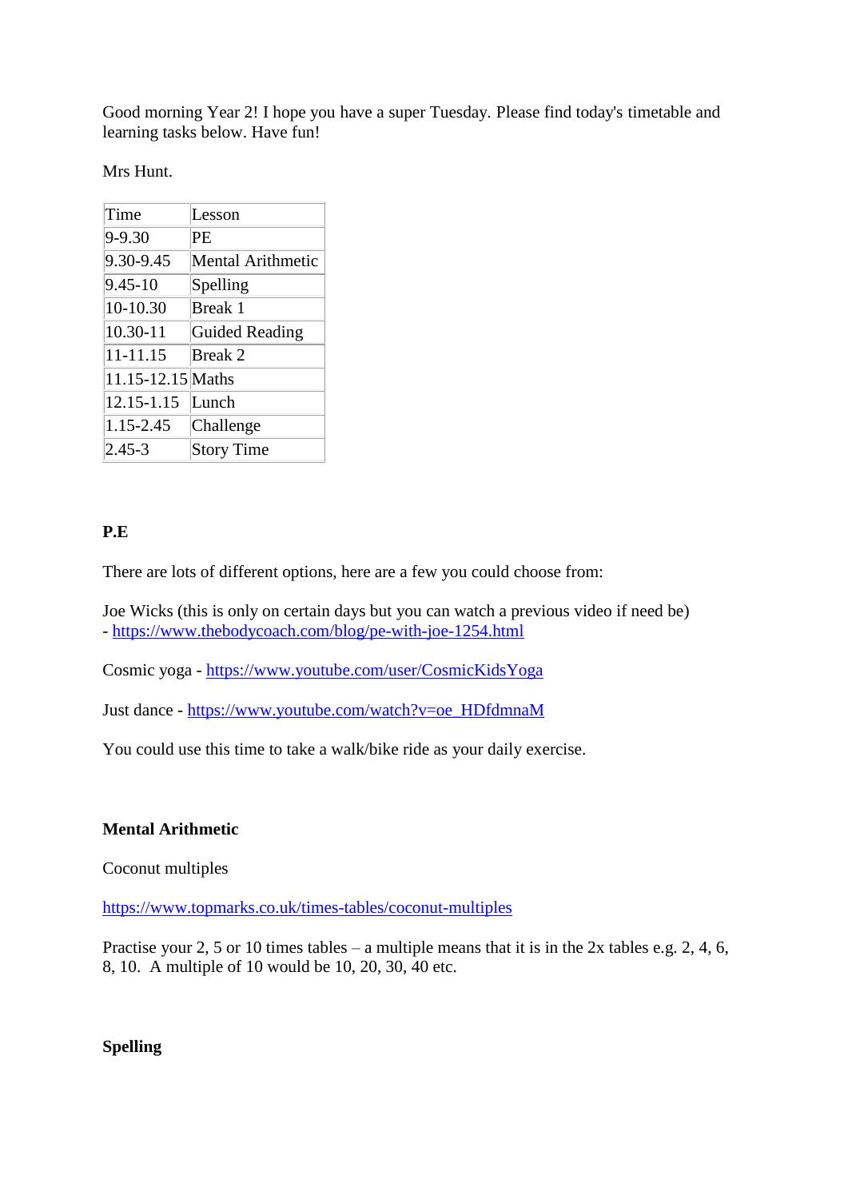Good morning Year 2! I hope you have a super Tuesday. Please find today's timetable and learning tasks below. Have fun!

Mrs Hunt.

| Time | Lesson |
| --- | --- |
| 9-9.30 | PE |
| 9.30-9.45 | Mental Arithmetic |
| 9.45-10 | Spelling |
| 10-10.30 | Break 1 |
| 10.30-11 | Guided Reading |
| 11-11.15 | Break 2 |
| 11.15-12.15 | Maths |
| 12.15-1.15 | Lunch |
| 1.15-2.45 | Challenge |
| 2.45-3 | Story Time |

**P.E**

There are lots of different options, here are a few you could choose from:

Joe Wicks (this is only on certain days but you can watch a previous video if need be) - https://www.thebodycoach.com/blog/pe-with-joe-1254.html

Cosmic yoga - https://www.youtube.com/user/CosmicKidsYoga

Just dance - https://www.youtube.com/watch?v=oe_HDfdmnaM

You could use this time to take a walk/bike ride as your daily exercise.

**Mental Arithmetic**

Coconut multiples

https://www.topmarks.co.uk/times-tables/coconut-multiples

Practise your 2, 5 or 10 times tables – a multiple means that it is in the 2x tables e.g. 2, 4, 6, 8, 10. A multiple of 10 would be 10, 20, 30, 40 etc.

**Spelling**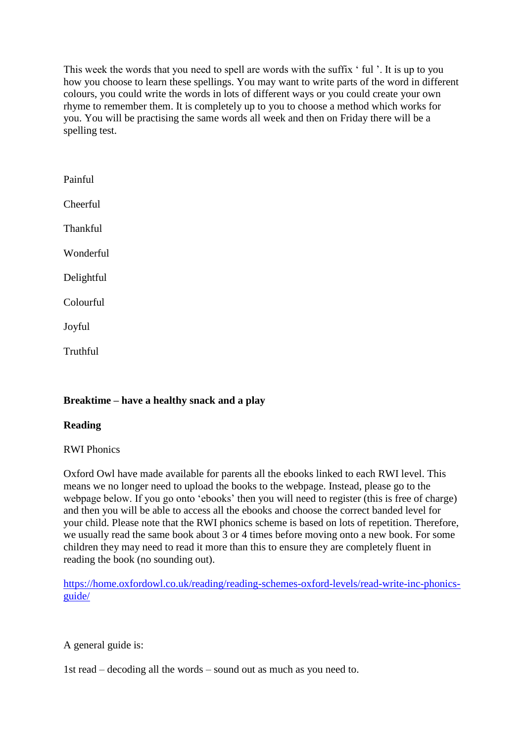This week the words that you need to spell are words with the suffix ‘ ful ’. It is up to you how you choose to learn these spellings. You may want to write parts of the word in different colours, you could write the words in lots of different ways or you could create your own rhyme to remember them. It is completely up to you to choose a method which works for you. You will be practising the same words all week and then on Friday there will be a spelling test.

Painful

Cheerful

Thankful

Wonderful

Delightful

Colourful

Joyful

Truthful

**Breaktime – have a healthy snack and a play**

**Reading**

RWI Phonics

Oxford Owl have made available for parents all the ebooks linked to each RWI level. This means we no longer need to upload the books to the webpage. Instead, please go to the webpage below. If you go onto ‘ebooks’ then you will need to register (this is free of charge) and then you will be able to access all the ebooks and choose the correct banded level for your child. Please note that the RWI phonics scheme is based on lots of repetition. Therefore, we usually read the same book about 3 or 4 times before moving onto a new book. For some children they may need to read it more than this to ensure they are completely fluent in reading the book (no sounding out).

https://home.oxfordowl.co.uk/reading/reading-schemes-oxford-levels/read-write-inc-phonics-guide/

A general guide is:

1st read – decoding all the words – sound out as much as you need to.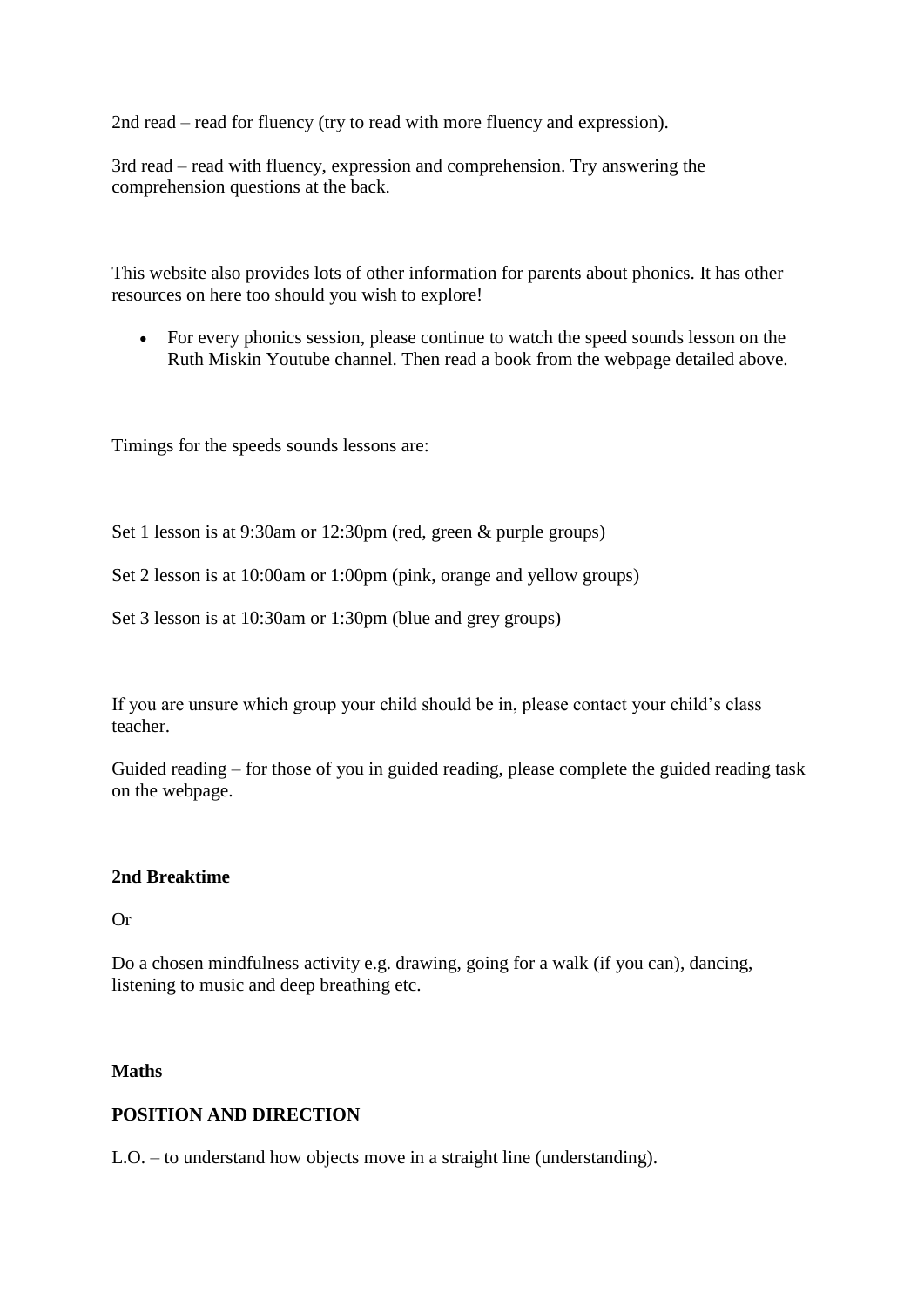2nd read – read for fluency (try to read with more fluency and expression).

3rd read – read with fluency, expression and comprehension. Try answering the comprehension questions at the back.

This website also provides lots of other information for parents about phonics. It has other resources on here too should you wish to explore!

- For every phonics session, please continue to watch the speed sounds lesson on the Ruth Miskin Youtube channel. Then read a book from the webpage detailed above.

Timings for the speeds sounds lessons are:

Set 1 lesson is at 9:30am or 12:30pm (red, green & purple groups)

Set 2 lesson is at 10:00am or 1:00pm (pink, orange and yellow groups)

Set 3 lesson is at 10:30am or 1:30pm (blue and grey groups)

If you are unsure which group your child should be in, please contact your child's class teacher.

Guided reading – for those of you in guided reading, please complete the guided reading task on the webpage.

**2nd Breaktime**

Or

Do a chosen mindfulness activity e.g. drawing, going for a walk (if you can), dancing, listening to music and deep breathing etc.

**Maths**

**POSITION AND DIRECTION**

L.O. – to understand how objects move in a straight line (understanding).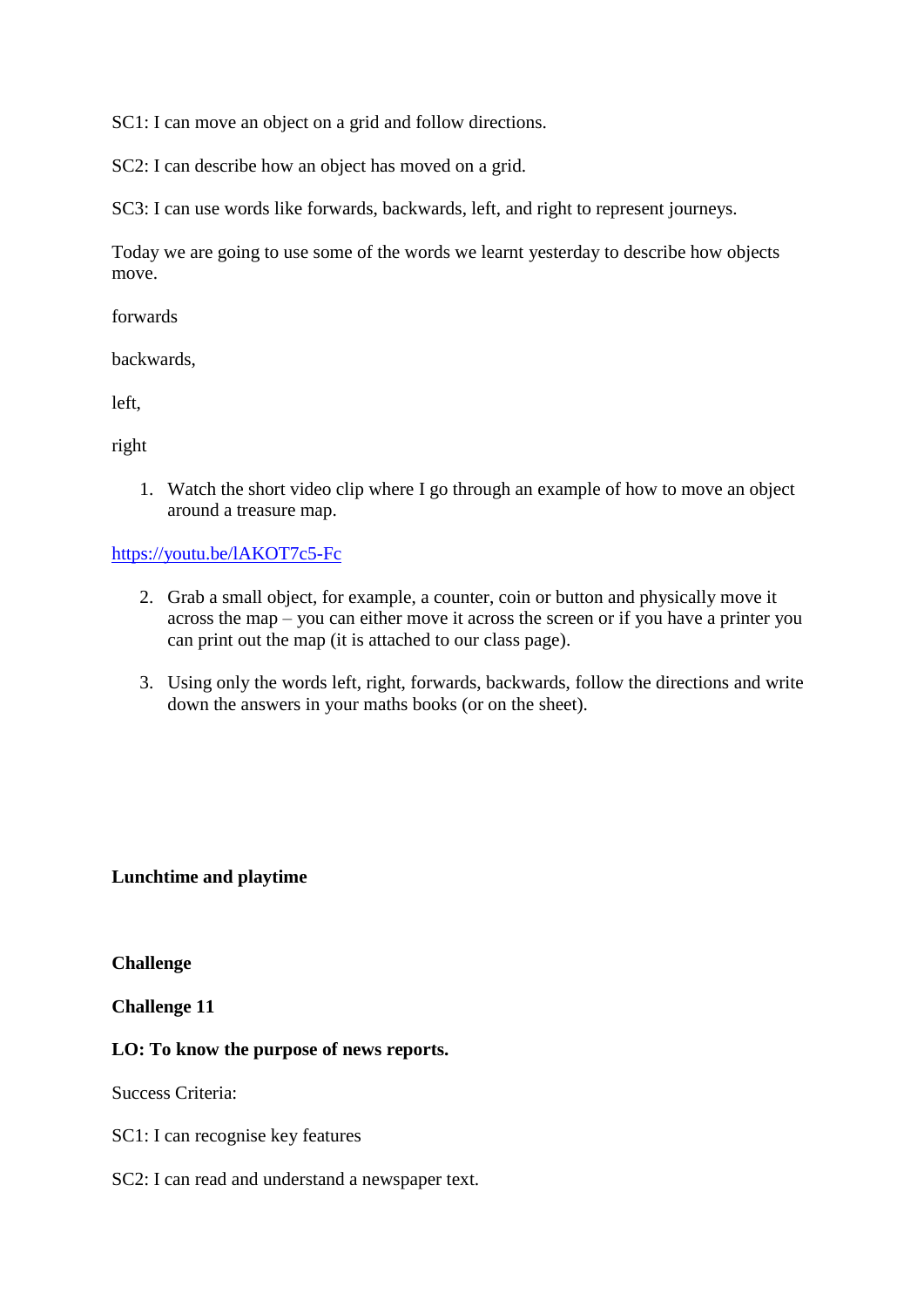SC1: I can move an object on a grid and follow directions.

SC2: I can describe how an object has moved on a grid.

SC3: I can use words like forwards, backwards, left, and right to represent journeys.

Today we are going to use some of the words we learnt yesterday to describe how objects move.

forwards

backwards,

left,

right

1. Watch the short video clip where I go through an example of how to move an object around a treasure map.

https://youtu.be/lAKOT7c5-Fc

2. Grab a small object, for example, a counter, coin or button and physically move it across the map – you can either move it across the screen or if you have a printer you can print out the map (it is attached to our class page).

3. Using only the words left, right, forwards, backwards, follow the directions and write down the answers in your maths books (or on the sheet).

**Lunchtime and playtime**

**Challenge**

**Challenge 11**

**LO: To know the purpose of news reports.**

Success Criteria:

SC1: I can recognise key features

SC2: I can read and understand a newspaper text.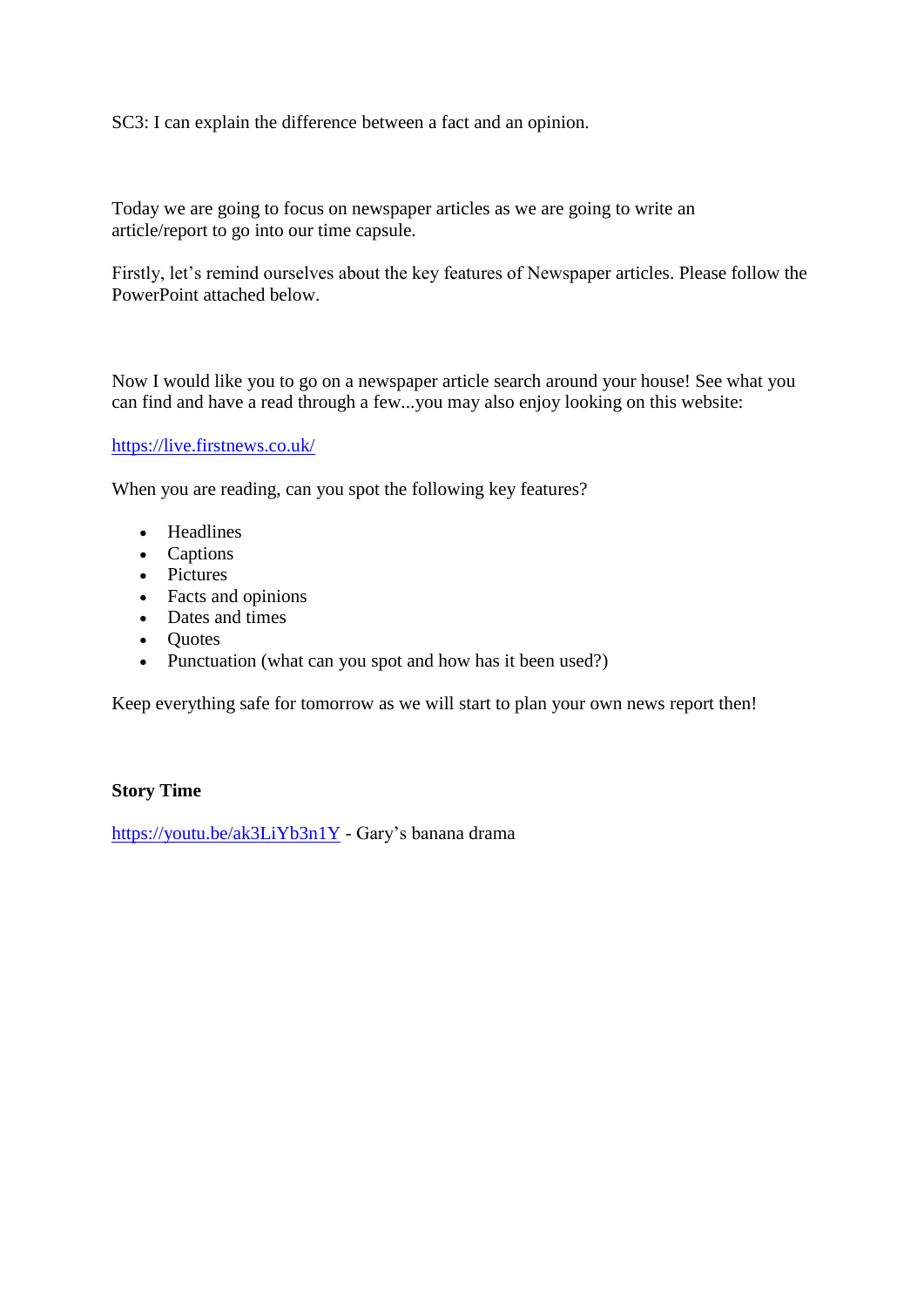SC3: I can explain the difference between a fact and an opinion.

Today we are going to focus on newspaper articles as we are going to write an article/report to go into our time capsule.

Firstly, let’s remind ourselves about the key features of Newspaper articles. Please follow the PowerPoint attached below.

Now I would like you to go on a newspaper article search around your house! See what you can find and have a read through a few...you may also enjoy looking on this website:

https://live.firstnews.co.uk/

When you are reading, can you spot the following key features?

- Headlines
- Captions
- Pictures
- Facts and opinions
- Dates and times
- Quotes
- Punctuation (what can you spot and how has it been used?)

Keep everything safe for tomorrow as we will start to plan your own news report then!

**Story Time**

https://youtu.be/ak3LiYb3n1Y - Gary’s banana drama